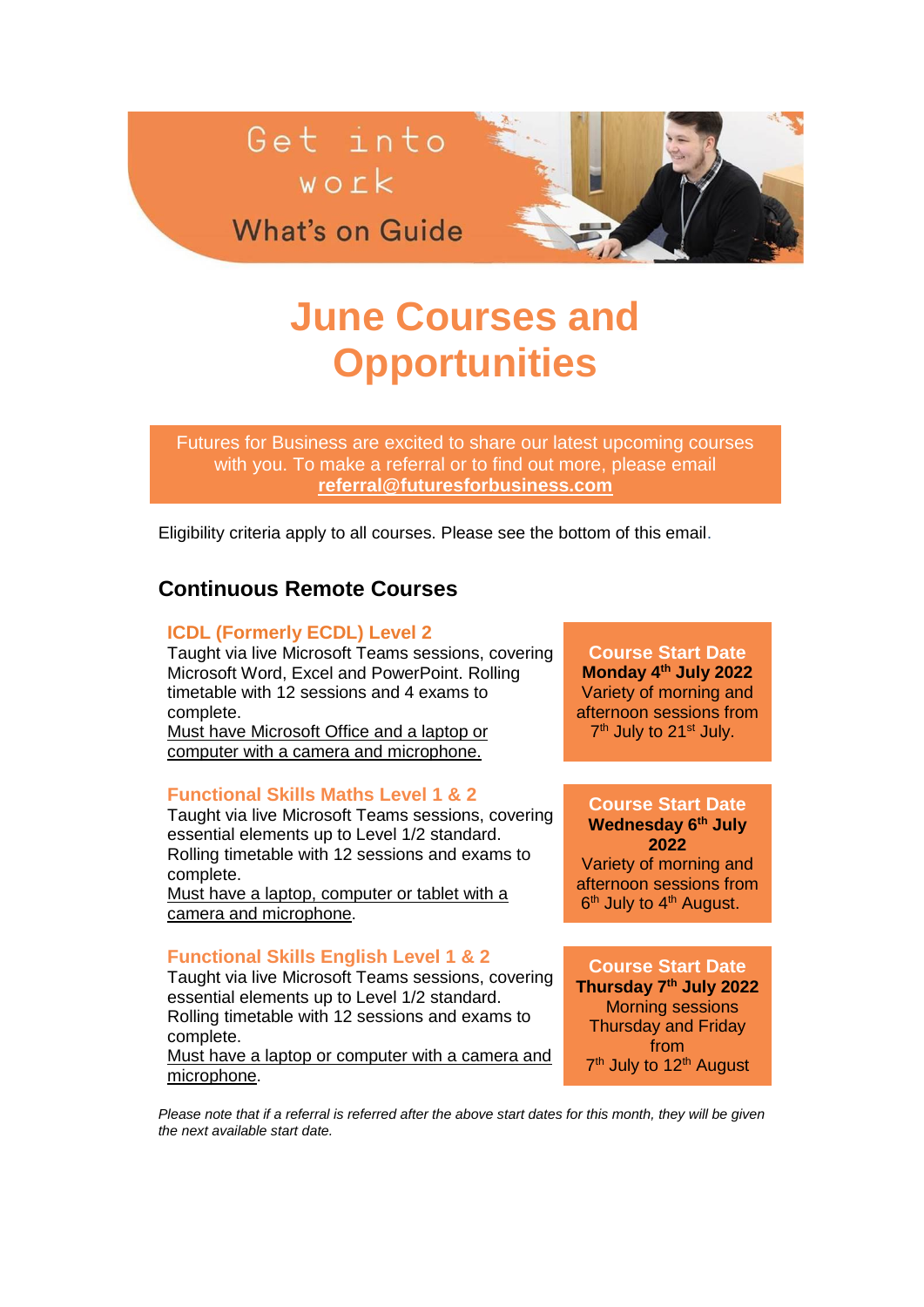Get into work

What's on Guide

# June Courses and Opportunities

Futures for Business are excited to share our latest upcoming courses with you. To make a referral or to find out more, please email **referral@futuresforbusiness.com**

Eligibility criteria apply to all courses. Please see the bottom of this email.

## Continuous Remote Courses

### ICDL (Formerly ECDL) Level 2

Taught via live Microsoft Teams sessions, covering Microsoft Word, Excel and PowerPoint. Rolling timetable with 12 sessions and 4 exams to complete.
Must have Microsoft Office and a laptop or computer with a camera and microphone.

**Course Start Date**
**Monday 4th July 2022**
Variety of morning and afternoon sessions from 7th July to 21st July.

### Functional Skills Maths Level 1 & 2

Taught via live Microsoft Teams sessions, covering essential elements up to Level 1/2 standard. Rolling timetable with 12 sessions and exams to complete.
Must have a laptop, computer or tablet with a camera and microphone.

**Course Start Date**
**Wednesday 6th July 2022**
Variety of morning and afternoon sessions from 6th July to 4th August.

### Functional Skills English Level 1 & 2

Taught via live Microsoft Teams sessions, covering essential elements up to Level 1/2 standard. Rolling timetable with 12 sessions and exams to complete.
Must have a laptop or computer with a camera and microphone.

**Course Start Date**
**Thursday 7th July 2022**
Morning sessions Thursday and Friday from 7th July to 12th August

*Please note that if a referral is referred after the above start dates for this month, they will be given the next available start date.*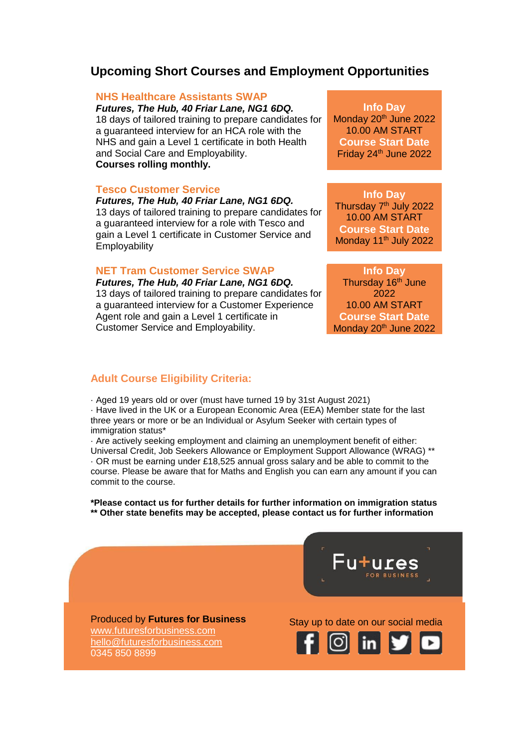## Upcoming Short Courses and Employment Opportunities

### NHS Healthcare Assistants SWAP

***Futures, The Hub, 40 Friar Lane, NG1 6DQ.***
18 days of tailored training to prepare candidates for a guaranteed interview for an HCA role with the NHS and gain a Level 1 certificate in both Health and Social Care and Employability.
**Courses rolling monthly.**

**Info Day**
Monday 20th June 2022
10.00 AM START
**Course Start Date**
Friday 24th June 2022

### Tesco Customer Service

***Futures, The Hub, 40 Friar Lane, NG1 6DQ.***
13 days of tailored training to prepare candidates for a guaranteed interview for a role with Tesco and gain a Level 1 certificate in Customer Service and Employability

**Info Day**
Thursday 7th July 2022
10.00 AM START
**Course Start Date**
Monday 11th July 2022

### NET Tram Customer Service SWAP

***Futures, The Hub, 40 Friar Lane, NG1 6DQ.***
13 days of tailored training to prepare candidates for a guaranteed interview for a Customer Experience Agent role and gain a Level 1 certificate in Customer Service and Employability.

**Info Day**
Thursday 16th June 2022
10.00 AM START
**Course Start Date**
Monday 20th June 2022

## Adult Course Eligibility Criteria:

- Aged 19 years old or over (must have turned 19 by 31st August 2021)
- Have lived in the UK or a European Economic Area (EEA) Member state for the last three years or more or be an Individual or Asylum Seeker with certain types of immigration status*
- Are actively seeking employment and claiming an unemployment benefit of either: Universal Credit, Job Seekers Allowance or Employment Support Allowance (WRAG) **
- OR must be earning under £18,525 annual gross salary and be able to commit to the course. Please be aware that for Maths and English you can earn any amount if you can commit to the course.

**\*Please contact us for further details for further information on immigration status**
**\*\* Other state benefits may be accepted, please contact us for further information**

Futures FOR BUSINESS

Produced by **Futures for Business**
www.futuresforbusiness.com
hello@futuresforbusiness.com
0345 850 8899

Stay up to date on our social media